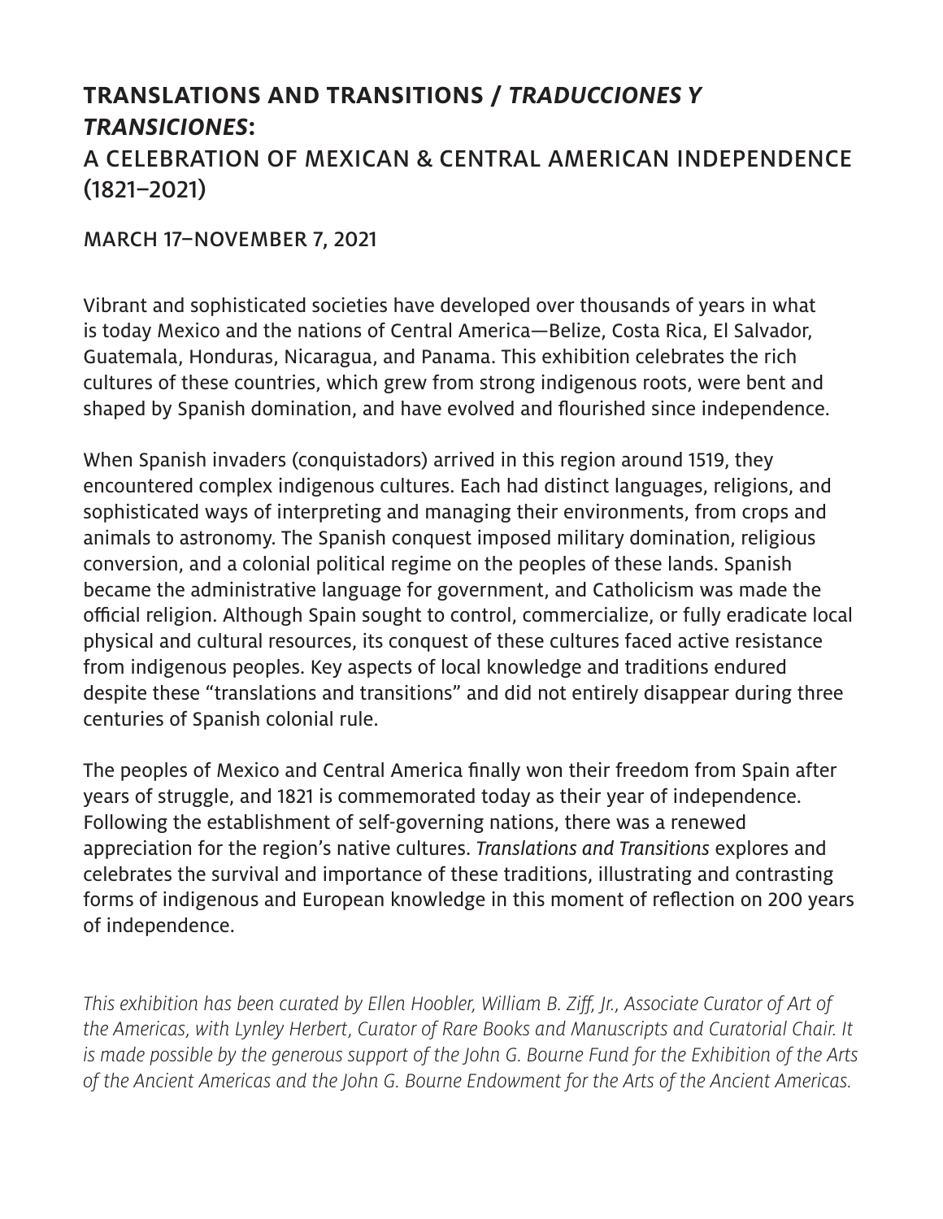# TRANSLATIONS AND TRANSITIONS / *TRADUCCIONES Y TRANSICIONES*:

## A CELEBRATION OF MEXICAN & CENTRAL AMERICAN INDEPENDENCE (1821–2021)

MARCH 17–NOVEMBER 7, 2021

Vibrant and sophisticated societies have developed over thousands of years in what is today Mexico and the nations of Central America—Belize, Costa Rica, El Salvador, Guatemala, Honduras, Nicaragua, and Panama. This exhibition celebrates the rich cultures of these countries, which grew from strong indigenous roots, were bent and shaped by Spanish domination, and have evolved and flourished since independence.

When Spanish invaders (conquistadors) arrived in this region around 1519, they encountered complex indigenous cultures. Each had distinct languages, religions, and sophisticated ways of interpreting and managing their environments, from crops and animals to astronomy. The Spanish conquest imposed military domination, religious conversion, and a colonial political regime on the peoples of these lands. Spanish became the administrative language for government, and Catholicism was made the official religion. Although Spain sought to control, commercialize, or fully eradicate local physical and cultural resources, its conquest of these cultures faced active resistance from indigenous peoples. Key aspects of local knowledge and traditions endured despite these "translations and transitions" and did not entirely disappear during three centuries of Spanish colonial rule.

The peoples of Mexico and Central America finally won their freedom from Spain after years of struggle, and 1821 is commemorated today as their year of independence. Following the establishment of self-governing nations, there was a renewed appreciation for the region's native cultures. *Translations and Transitions* explores and celebrates the survival and importance of these traditions, illustrating and contrasting forms of indigenous and European knowledge in this moment of reflection on 200 years of independence.

*This exhibition has been curated by Ellen Hoobler, William B. Ziff, Jr., Associate Curator of Art of the Americas, with Lynley Herbert, Curator of Rare Books and Manuscripts and Curatorial Chair. It is made possible by the generous support of the John G. Bourne Fund for the Exhibition of the Arts of the Ancient Americas and the John G. Bourne Endowment for the Arts of the Ancient Americas.*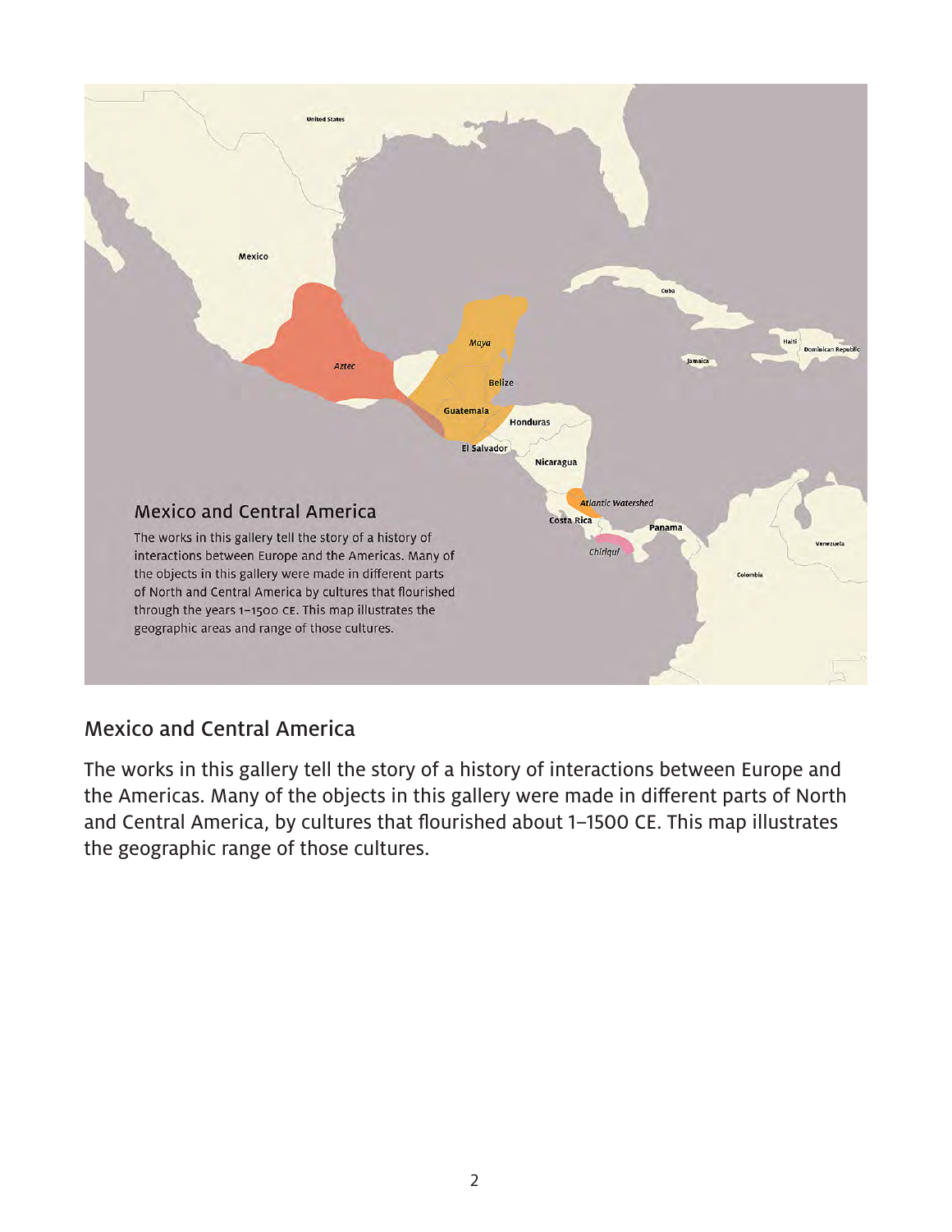United States

Mexico

Aztec

Maya

Belize

Guatemala

Honduras

El Salvador

Nicaragua

Cuba

Haiti

Dominican Republic

Jamaica

Atlantic Watershed

Costa Rica

Panama

Chiriquí

Venezuela

Colombia

Mexico and Central America

The works in this gallery tell the story of a history of interactions between Europe and the Americas. Many of the objects in this gallery were made in different parts of North and Central America by cultures that flourished through the years 1–1500 CE. This map illustrates the geographic areas and range of those cultures.

## Mexico and Central America

The works in this gallery tell the story of a history of interactions between Europe and the Americas. Many of the objects in this gallery were made in different parts of North and Central America, by cultures that flourished about 1–1500 CE. This map illustrates the geographic range of those cultures.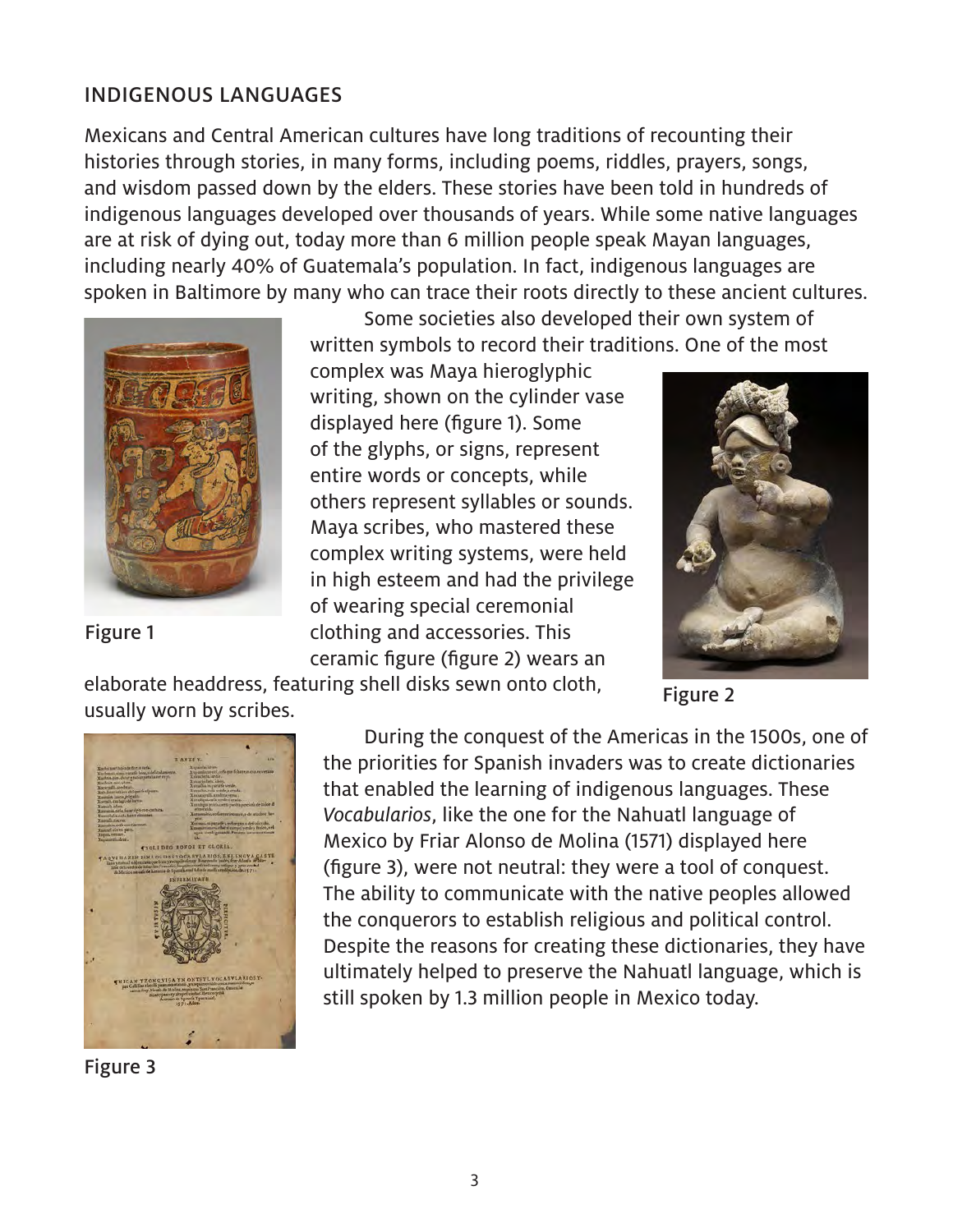## INDIGENOUS LANGUAGES

Mexicans and Central American cultures have long traditions of recounting their histories through stories, in many forms, including poems, riddles, prayers, songs, and wisdom passed down by the elders. These stories have been told in hundreds of indigenous languages developed over thousands of years. While some native languages are at risk of dying out, today more than 6 million people speak Mayan languages, including nearly 40% of Guatemala's population. In fact, indigenous languages are spoken in Baltimore by many who can trace their roots directly to these ancient cultures.

Figure 1

Some societies also developed their own system of written symbols to record their traditions. One of the most complex was Maya hieroglyphic writing, shown on the cylinder vase displayed here (figure 1). Some of the glyphs, or signs, represent entire words or concepts, while others represent syllables or sounds. Maya scribes, who mastered these complex writing systems, were held in high esteem and had the privilege of wearing special ceremonial clothing and accessories. This ceramic figure (figure 2) wears an elaborate headdress, featuring shell disks sewn onto cloth, usually worn by scribes.

Figure 2

Figure 3

During the conquest of the Americas in the 1500s, one of the priorities for Spanish invaders was to create dictionaries that enabled the learning of indigenous languages. These *Vocabularios*, like the one for the Nahuatl language of Mexico by Friar Alonso de Molina (1571) displayed here (figure 3), were not neutral: they were a tool of conquest. The ability to communicate with the native peoples allowed the conquerors to establish religious and political control. Despite the reasons for creating these dictionaries, they have ultimately helped to preserve the Nahuatl language, which is still spoken by 1.3 million people in Mexico today.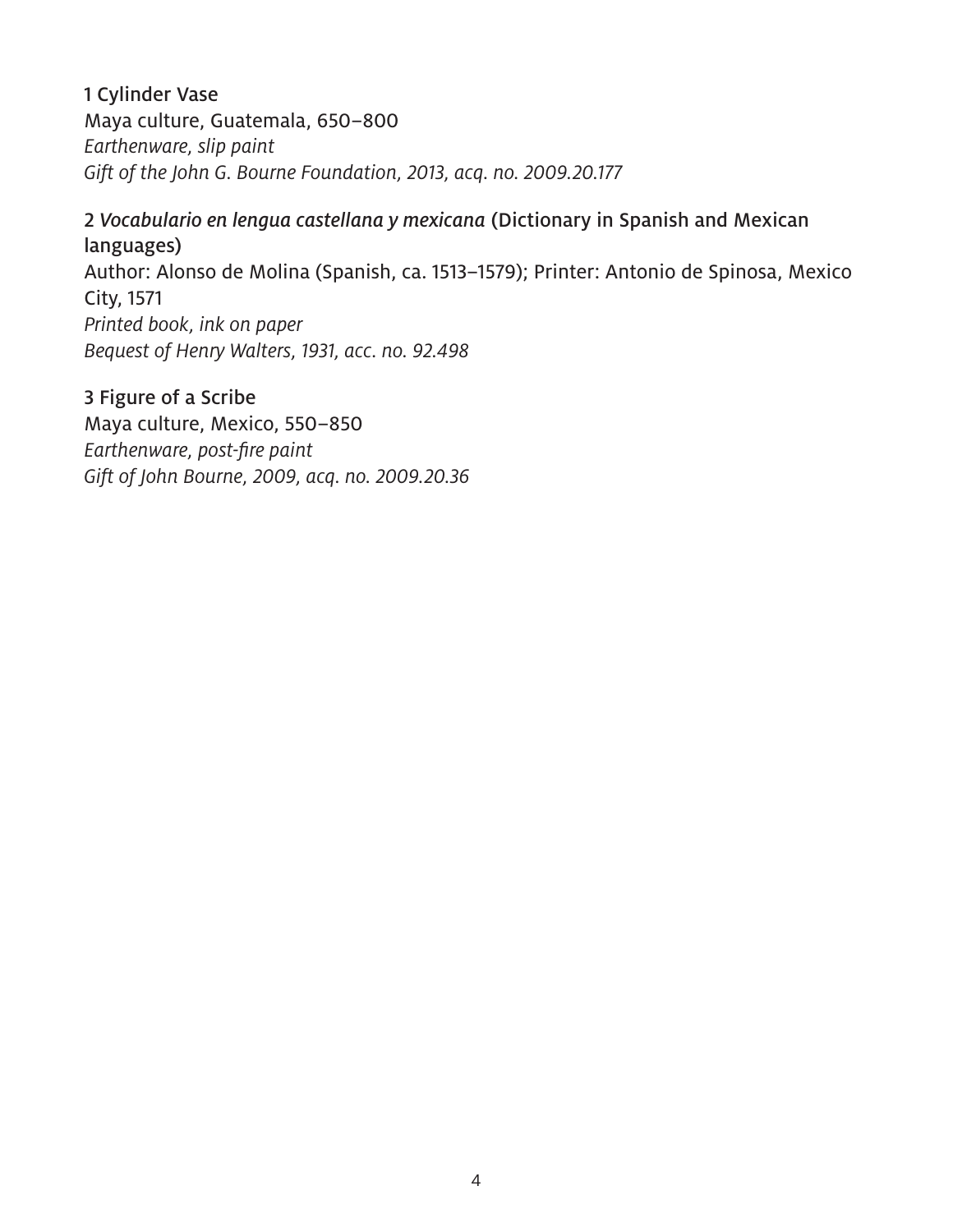1 Cylinder Vase
Maya culture, Guatemala, 650–800
*Earthenware, slip paint*
*Gift of the John G. Bourne Foundation, 2013, acq. no. 2009.20.177*

2 *Vocabulario en lengua castellana y mexicana* (Dictionary in Spanish and Mexican languages)
Author: Alonso de Molina (Spanish, ca. 1513–1579); Printer: Antonio de Spinosa, Mexico City, 1571
*Printed book, ink on paper*
*Bequest of Henry Walters, 1931, acc. no. 92.498*

3 Figure of a Scribe
Maya culture, Mexico, 550–850
*Earthenware, post-fire paint*
*Gift of John Bourne, 2009, acq. no. 2009.20.36*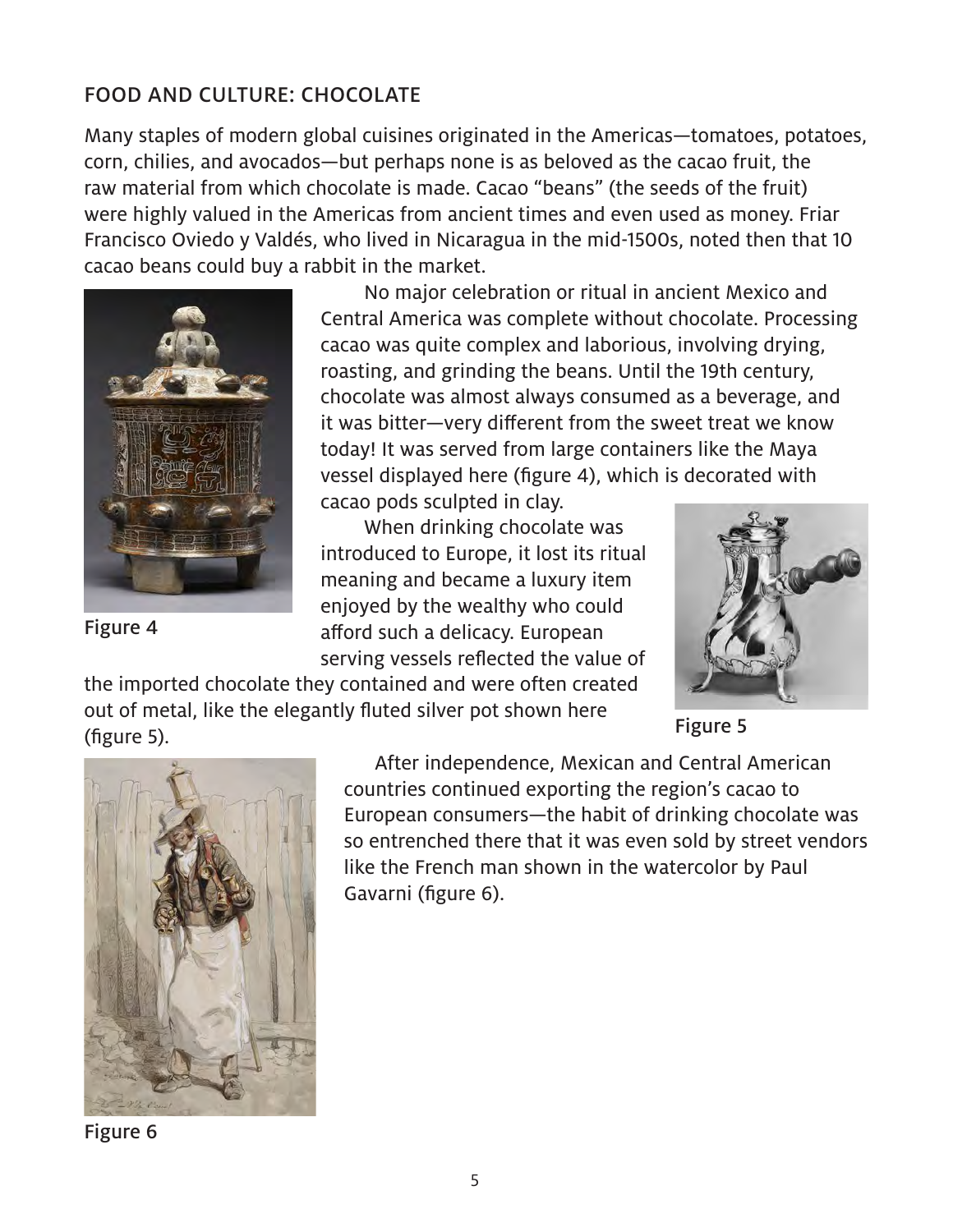## FOOD AND CULTURE: CHOCOLATE

Many staples of modern global cuisines originated in the Americas—tomatoes, potatoes, corn, chilies, and avocados—but perhaps none is as beloved as the cacao fruit, the raw material from which chocolate is made. Cacao "beans" (the seeds of the fruit) were highly valued in the Americas from ancient times and even used as money. Friar Francisco Oviedo y Valdés, who lived in Nicaragua in the mid-1500s, noted then that 10 cacao beans could buy a rabbit in the market.

Figure 4

No major celebration or ritual in ancient Mexico and Central America was complete without chocolate. Processing cacao was quite complex and laborious, involving drying, roasting, and grinding the beans. Until the 19th century, chocolate was almost always consumed as a beverage, and it was bitter—very different from the sweet treat we know today! It was served from large containers like the Maya vessel displayed here (figure 4), which is decorated with cacao pods sculpted in clay.

When drinking chocolate was introduced to Europe, it lost its ritual meaning and became a luxury item enjoyed by the wealthy who could afford such a delicacy. European serving vessels reflected the value of the imported chocolate they contained and were often created out of metal, like the elegantly fluted silver pot shown here (figure 5).

Figure 5

After independence, Mexican and Central American countries continued exporting the region's cacao to European consumers—the habit of drinking chocolate was so entrenched there that it was even sold by street vendors like the French man shown in the watercolor by Paul Gavarni (figure 6).

Figure 6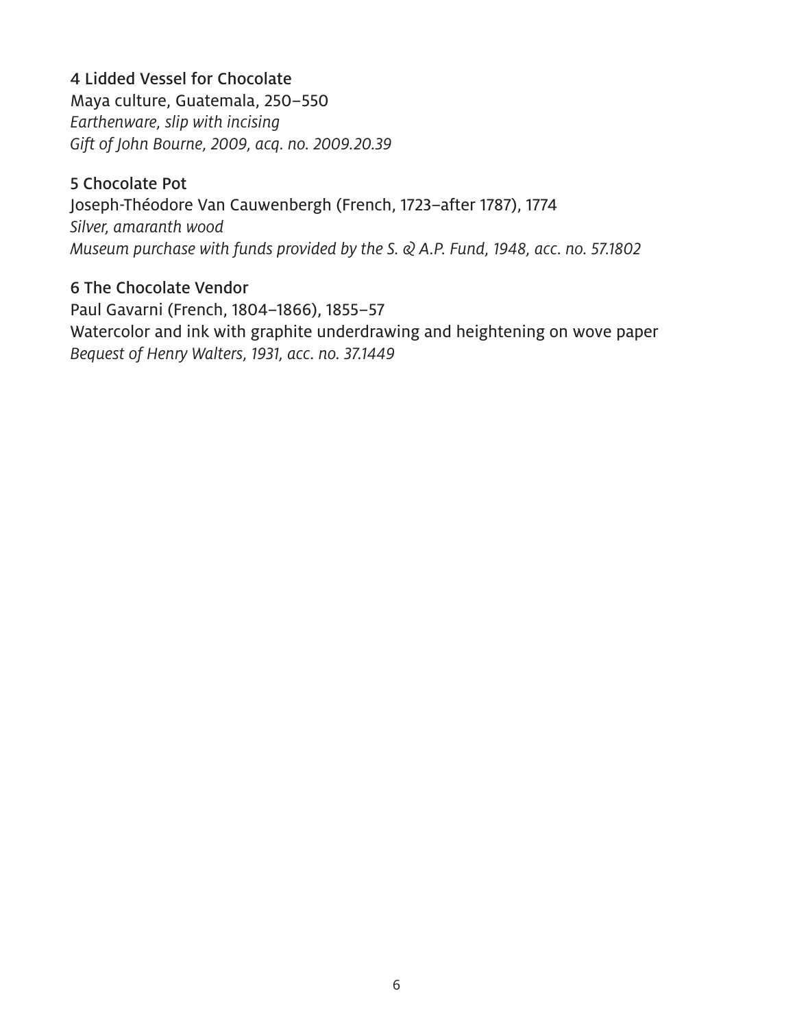4 Lidded Vessel for Chocolate
Maya culture, Guatemala, 250–550
*Earthenware, slip with incising*
*Gift of John Bourne, 2009, acq. no. 2009.20.39*

5 Chocolate Pot
Joseph-Théodore Van Cauwenbergh (French, 1723–after 1787), 1774
*Silver, amaranth wood*
*Museum purchase with funds provided by the S. & A.P. Fund, 1948, acc. no. 57.1802*

6 The Chocolate Vendor
Paul Gavarni (French, 1804–1866), 1855–57
Watercolor and ink with graphite underdrawing and heightening on wove paper
*Bequest of Henry Walters, 1931, acc. no. 37.1449*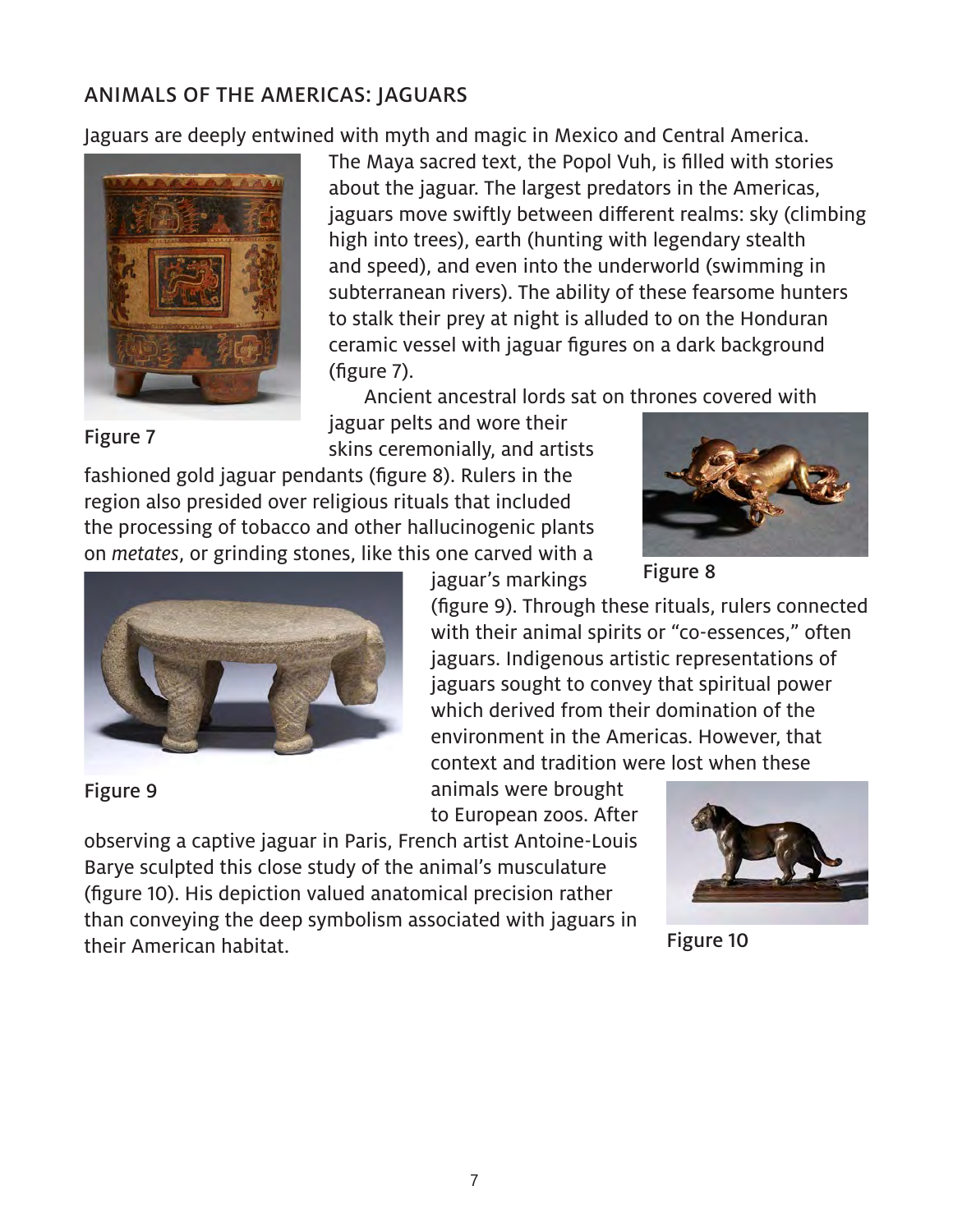## ANIMALS OF THE AMERICAS: JAGUARS

Jaguars are deeply entwined with myth and magic in Mexico and Central America. The Maya sacred text, the Popol Vuh, is filled with stories about the jaguar. The largest predators in the Americas, jaguars move swiftly between different realms: sky (climbing high into trees), earth (hunting with legendary stealth and speed), and even into the underworld (swimming in subterranean rivers). The ability of these fearsome hunters to stalk their prey at night is alluded to on the Honduran ceramic vessel with jaguar figures on a dark background (figure 7).

Figure 7

Ancient ancestral lords sat on thrones covered with jaguar pelts and wore their skins ceremonially, and artists fashioned gold jaguar pendants (figure 8). Rulers in the region also presided over religious rituals that included the processing of tobacco and other hallucinogenic plants on *metates*, or grinding stones, like this one carved with a jaguar's markings (figure 9). Through these rituals, rulers connected with their animal spirits or "co-essences," often jaguars. Indigenous artistic representations of jaguars sought to convey that spiritual power which derived from their domination of the environment in the Americas. However, that context and tradition were lost when these animals were brought to European zoos. After observing a captive jaguar in Paris, French artist Antoine-Louis Barye sculpted this close study of the animal's musculature (figure 10). His depiction valued anatomical precision rather than conveying the deep symbolism associated with jaguars in their American habitat.

Figure 8

Figure 9

Figure 10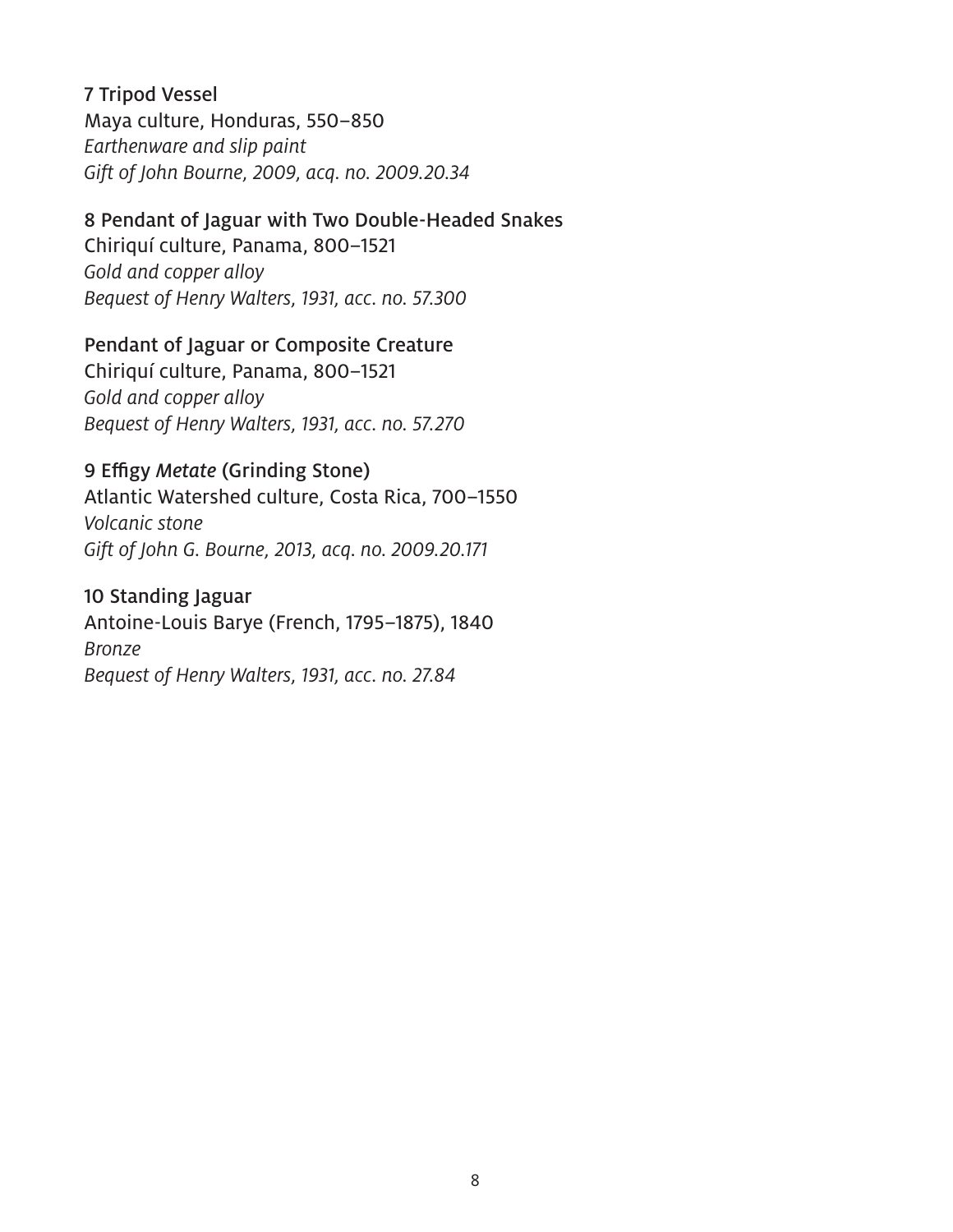7 Tripod Vessel
Maya culture, Honduras, 550–850
*Earthenware and slip paint*
*Gift of John Bourne, 2009, acq. no. 2009.20.34*

8 Pendant of Jaguar with Two Double-Headed Snakes
Chiriquí culture, Panama, 800–1521
*Gold and copper alloy*
*Bequest of Henry Walters, 1931, acc. no. 57.300*

Pendant of Jaguar or Composite Creature
Chiriquí culture, Panama, 800–1521
*Gold and copper alloy*
*Bequest of Henry Walters, 1931, acc. no. 57.270*

9 Effigy *Metate* (Grinding Stone)
Atlantic Watershed culture, Costa Rica, 700–1550
*Volcanic stone*
*Gift of John G. Bourne, 2013, acq. no. 2009.20.171*

10 Standing Jaguar
Antoine-Louis Barye (French, 1795–1875), 1840
*Bronze*
*Bequest of Henry Walters, 1931, acc. no. 27.84*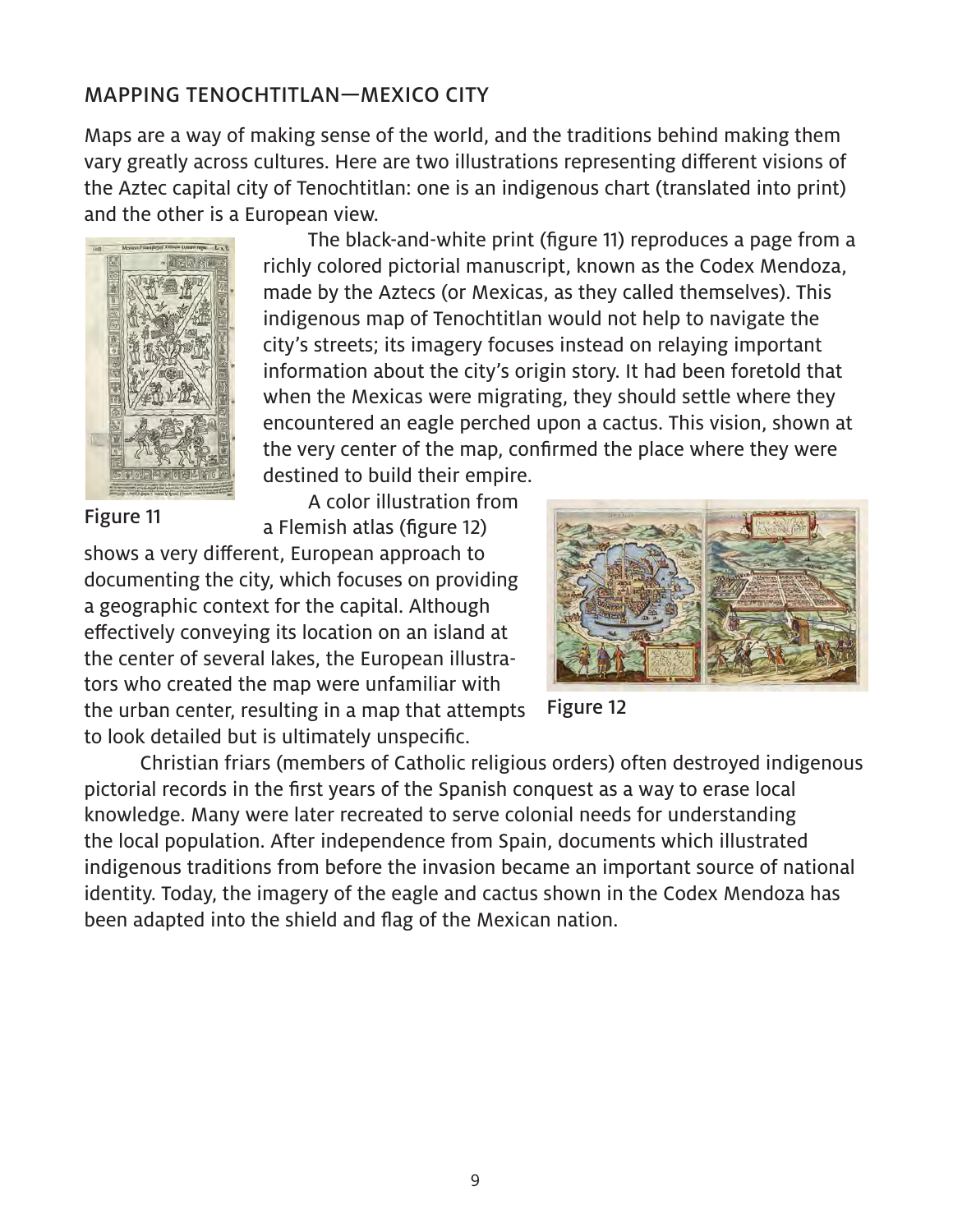## MAPPING TENOCHTITLAN—MEXICO CITY

Maps are a way of making sense of the world, and the traditions behind making them vary greatly across cultures. Here are two illustrations representing different visions of the Aztec capital city of Tenochtitlan: one is an indigenous chart (translated into print) and the other is a European view.

Figure 11

The black-and-white print (figure 11) reproduces a page from a richly colored pictorial manuscript, known as the Codex Mendoza, made by the Aztecs (or Mexicas, as they called themselves). This indigenous map of Tenochtitlan would not help to navigate the city's streets; its imagery focuses instead on relaying important information about the city's origin story. It had been foretold that when the Mexicas were migrating, they should settle where they encountered an eagle perched upon a cactus. This vision, shown at the very center of the map, confirmed the place where they were destined to build their empire.

A color illustration from a Flemish atlas (figure 12) shows a very different, European approach to documenting the city, which focuses on providing a geographic context for the capital. Although effectively conveying its location on an island at the center of several lakes, the European illustrators who created the map were unfamiliar with the urban center, resulting in a map that attempts to look detailed but is ultimately unspecific.

Figure 12

Christian friars (members of Catholic religious orders) often destroyed indigenous pictorial records in the first years of the Spanish conquest as a way to erase local knowledge. Many were later recreated to serve colonial needs for understanding the local population. After independence from Spain, documents which illustrated indigenous traditions from before the invasion became an important source of national identity. Today, the imagery of the eagle and cactus shown in the Codex Mendoza has been adapted into the shield and flag of the Mexican nation.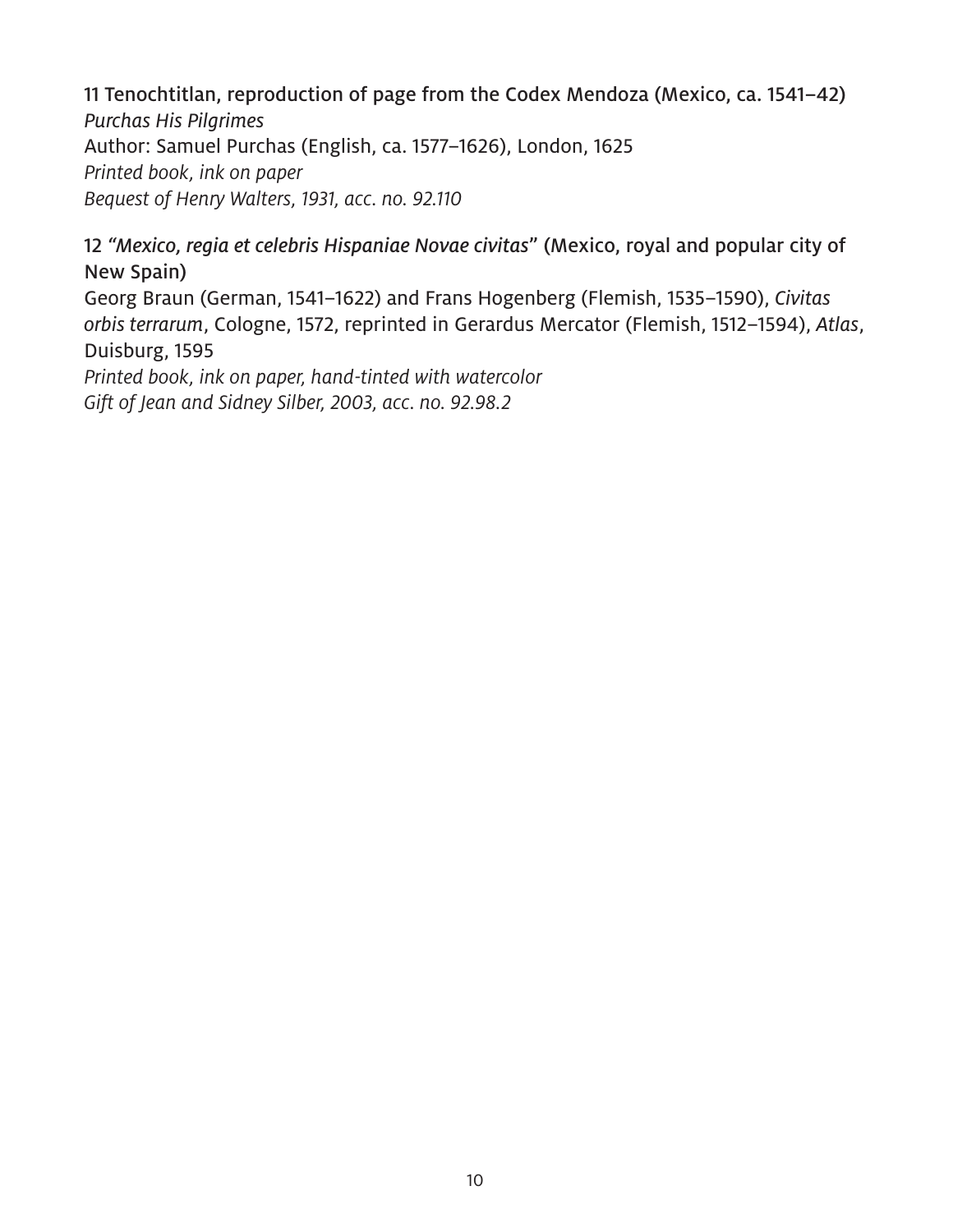11 Tenochtitlan, reproduction of page from the Codex Mendoza (Mexico, ca. 1541–42)  
*Purchas His Pilgrimes*  
Author: Samuel Purchas (English, ca. 1577–1626), London, 1625  
*Printed book, ink on paper*  
*Bequest of Henry Walters, 1931, acc. no. 92.110*

12 *"Mexico, regia et celebris Hispaniae Novae civitas"* (Mexico, royal and popular city of New Spain)  
Georg Braun (German, 1541–1622) and Frans Hogenberg (Flemish, 1535–1590), *Civitas orbis terrarum*, Cologne, 1572, reprinted in Gerardus Mercator (Flemish, 1512–1594), *Atlas*, Duisburg, 1595  
*Printed book, ink on paper, hand-tinted with watercolor*  
*Gift of Jean and Sidney Silber, 2003, acc. no. 92.98.2*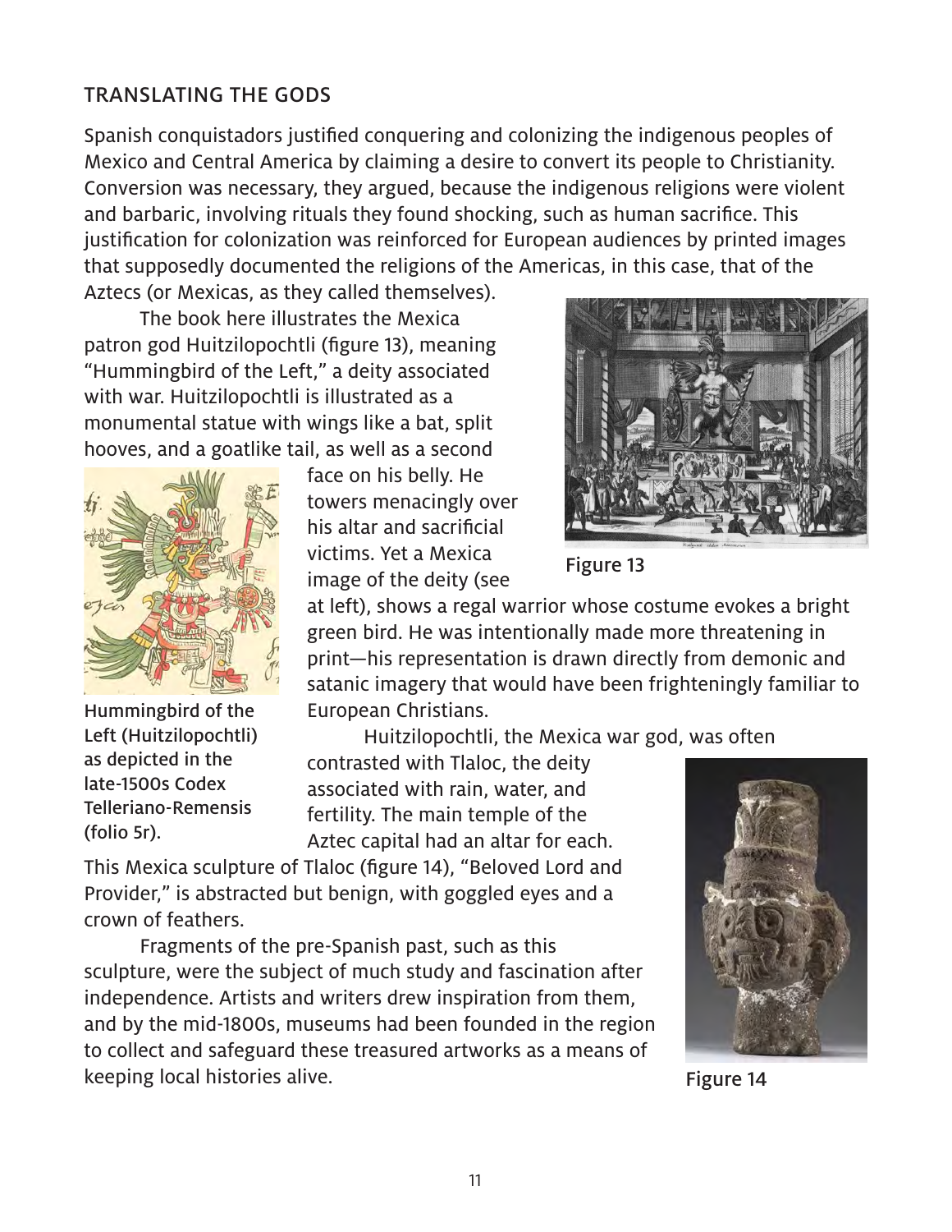## TRANSLATING THE GODS

Spanish conquistadors justified conquering and colonizing the indigenous peoples of Mexico and Central America by claiming a desire to convert its people to Christianity. Conversion was necessary, they argued, because the indigenous religions were violent and barbaric, involving rituals they found shocking, such as human sacrifice. This justification for colonization was reinforced for European audiences by printed images that supposedly documented the religions of the Americas, in this case, that of the Aztecs (or Mexicas, as they called themselves).

The book here illustrates the Mexica patron god Huitzilopochtli (figure 13), meaning "Hummingbird of the Left," a deity associated with war. Huitzilopochtli is illustrated as a monumental statue with wings like a bat, split hooves, and a goatlike tail, as well as a second face on his belly. He towers menacingly over his altar and sacrificial victims. Yet a Mexica image of the deity (see at left), shows a regal warrior whose costume evokes a bright green bird. He was intentionally made more threatening in print—his representation is drawn directly from demonic and satanic imagery that would have been frighteningly familiar to European Christians.

Figure 13

Hummingbird of the Left (Huitzilopochtli) as depicted in the late-1500s Codex Telleriano-Remensis (folio 5r).

Huitzilopochtli, the Mexica war god, was often contrasted with Tlaloc, the deity associated with rain, water, and fertility. The main temple of the Aztec capital had an altar for each. This Mexica sculpture of Tlaloc (figure 14), "Beloved Lord and Provider," is abstracted but benign, with goggled eyes and a crown of feathers.

Fragments of the pre-Spanish past, such as this sculpture, were the subject of much study and fascination after independence. Artists and writers drew inspiration from them, and by the mid-1800s, museums had been founded in the region to collect and safeguard these treasured artworks as a means of keeping local histories alive.

Figure 14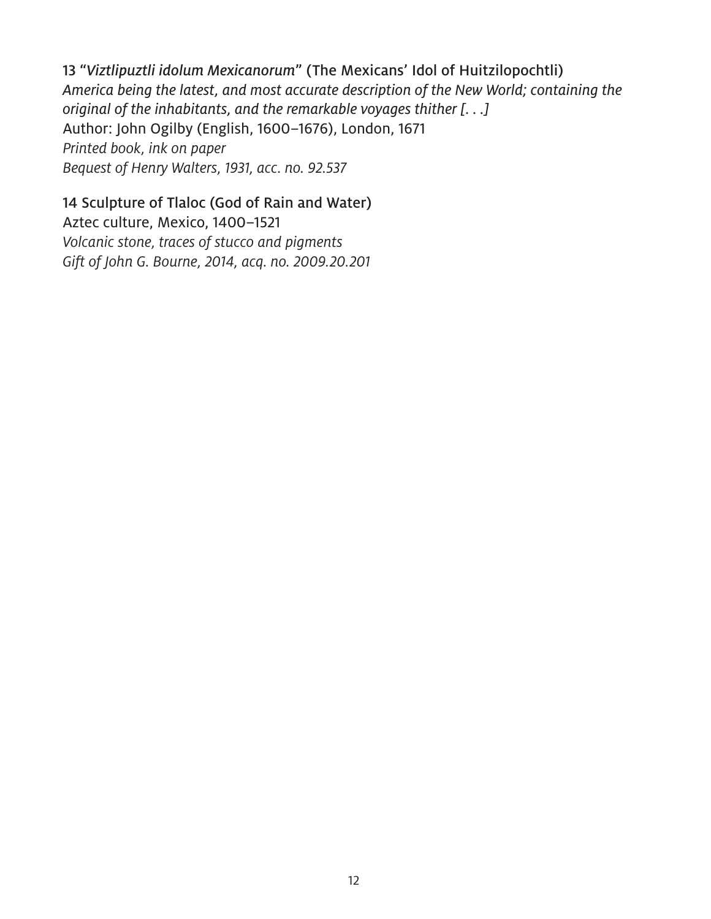13 "*Viztlipuztli idolum Mexicanorum*" (The Mexicans' Idol of Huitzilopochtli)
*America being the latest, and most accurate description of the New World; containing the original of the inhabitants, and the remarkable voyages thither [. . .]*
Author: John Ogilby (English, 1600–1676), London, 1671
*Printed book, ink on paper*
*Bequest of Henry Walters, 1931, acc. no. 92.537*

14 Sculpture of Tlaloc (God of Rain and Water)
Aztec culture, Mexico, 1400–1521
*Volcanic stone, traces of stucco and pigments*
*Gift of John G. Bourne, 2014, acq. no. 2009.20.201*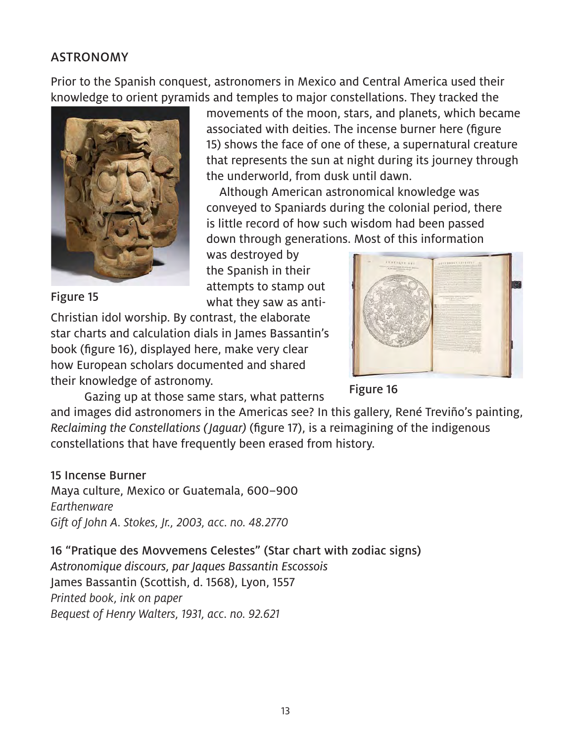## ASTRONOMY

Prior to the Spanish conquest, astronomers in Mexico and Central America used their knowledge to orient pyramids and temples to major constellations. They tracked the movements of the moon, stars, and planets, which became associated with deities. The incense burner here (figure 15) shows the face of one of these, a supernatural creature that represents the sun at night during its journey through the underworld, from dusk until dawn.

Figure 15

Although American astronomical knowledge was conveyed to Spaniards during the colonial period, there is little record of how such wisdom had been passed down through generations. Most of this information was destroyed by the Spanish in their attempts to stamp out what they saw as anti-Christian idol worship. By contrast, the elaborate star charts and calculation dials in James Bassantin's book (figure 16), displayed here, make very clear how European scholars documented and shared their knowledge of astronomy.

Figure 16

Gazing up at those same stars, what patterns and images did astronomers in the Americas see? In this gallery, René Treviño's painting, *Reclaiming the Constellations (Jaguar)* (figure 17), is a reimagining of the indigenous constellations that have frequently been erased from history.

15 Incense Burner
Maya culture, Mexico or Guatemala, 600–900
*Earthenware*
*Gift of John A. Stokes, Jr., 2003, acc. no. 48.2770*

16 "Pratique des Movvemens Celestes" (Star chart with zodiac signs)
*Astronomique discours, par Jaques Bassantin Escossois*
James Bassantin (Scottish, d. 1568), Lyon, 1557
*Printed book, ink on paper*
*Bequest of Henry Walters, 1931, acc. no. 92.621*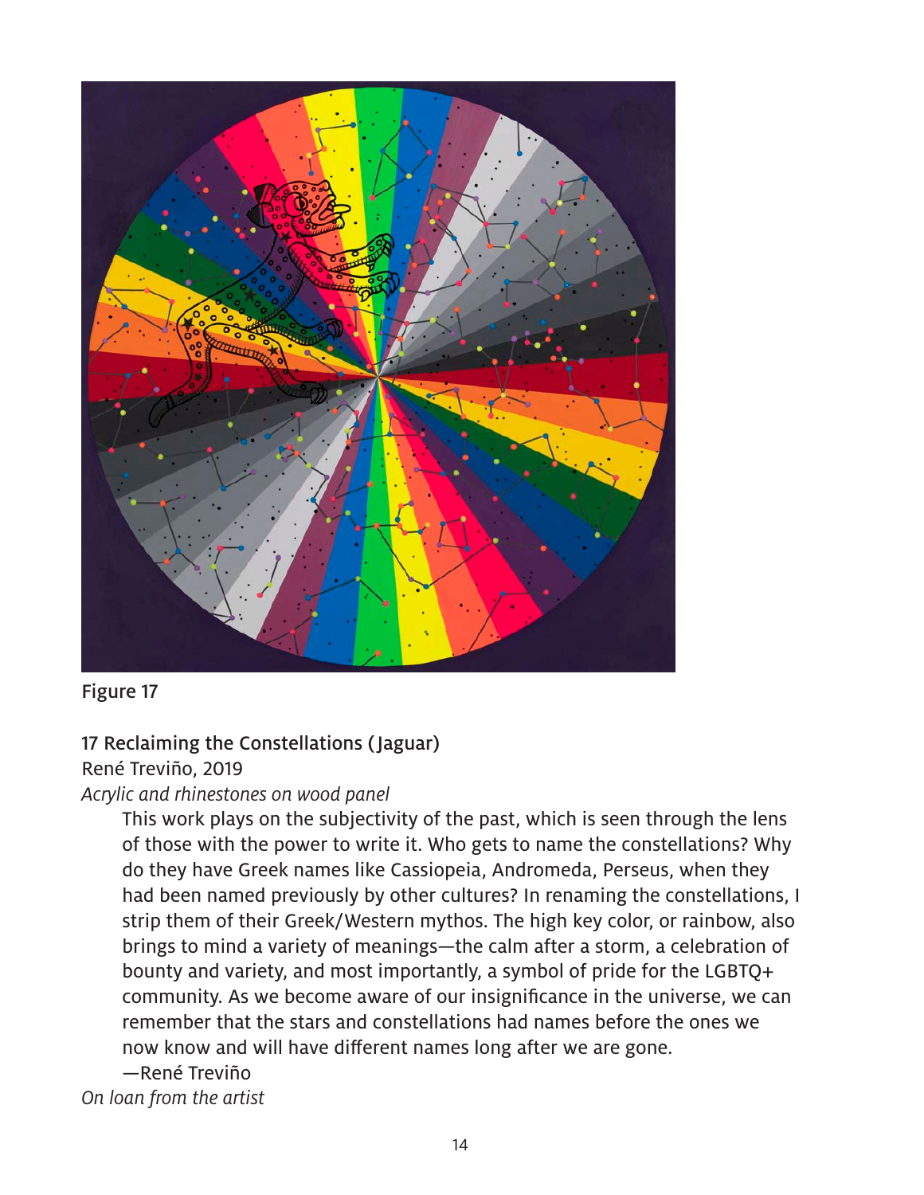Figure 17

17 Reclaiming the Constellations (Jaguar)

René Treviño, 2019

*Acrylic and rhinestones on wood panel*

This work plays on the subjectivity of the past, which is seen through the lens of those with the power to write it. Who gets to name the constellations? Why do they have Greek names like Cassiopeia, Andromeda, Perseus, when they had been named previously by other cultures? In renaming the constellations, I strip them of their Greek/Western mythos. The high key color, or rainbow, also brings to mind a variety of meanings—the calm after a storm, a celebration of bounty and variety, and most importantly, a symbol of pride for the LGBTQ+ community. As we become aware of our insignificance in the universe, we can remember that the stars and constellations had names before the ones we now know and will have different names long after we are gone.

—René Treviño

*On loan from the artist*